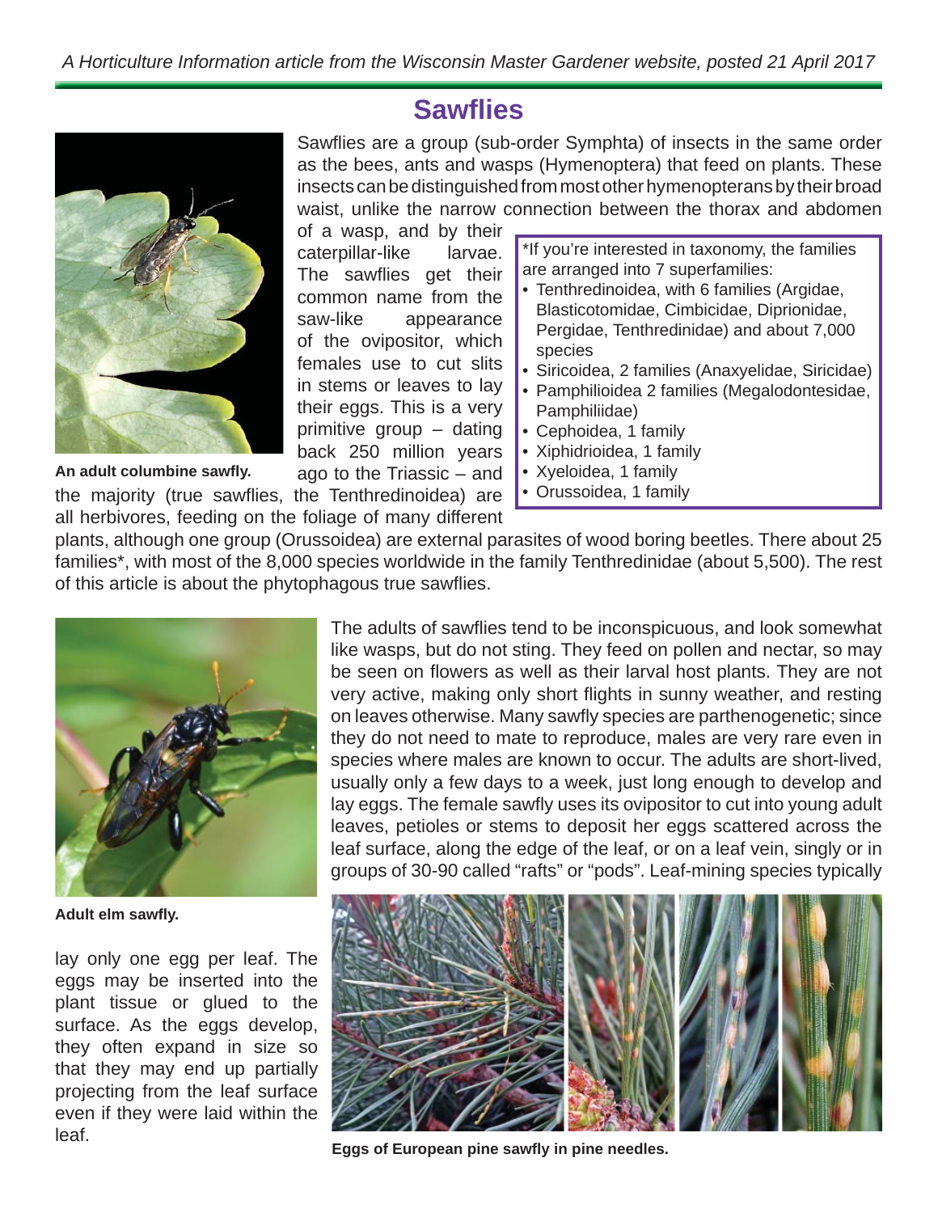*A Horticulture Information article from the Wisconsin Master Gardener website, posted 21 April 2017*

# Sawflies

Sawflies are a group (sub-order Symphta) of insects in the same order as the bees, ants and wasps (Hymenoptera) that feed on plants. These insects can be distinguished from most other hymenopterans by their broad waist, unlike the narrow connection between the thorax and abdomen of a wasp, and by their caterpillar-like larvae. The sawflies get their common name from the saw-like appearance of the ovipositor, which females use to cut slits in stems or leaves to lay their eggs. This is a very primitive group – dating back 250 million years ago to the Triassic – and the majority (true sawflies, the Tenthredinoidea) are all herbivores, feeding on the foliage of many different plants, although one group (Orussoidea) are external parasites of wood boring beetles. There about 25 families*, with most of the 8,000 species worldwide in the family Tenthredinidae (about 5,500). The rest of this article is about the phytophagous true sawflies.

**An adult columbine sawfly.**

*If you're interested in taxonomy, the families are arranged into 7 superfamilies:

- Tenthredinoidea, with 6 families (Argidae, Blasticotomidae, Cimbicidae, Diprionidae, Pergidae, Tenthredinidae) and about 7,000 species
- Siricoidea, 2 families (Anaxyelidae, Siricidae)
- Pamphilioidea 2 families (Megalodontesidae, Pamphiliidae)
- Cephoidea, 1 family
- Xiphidrioidea, 1 family
- Xyeloidea, 1 family
- Orussoidea, 1 family

The adults of sawflies tend to be inconspicuous, and look somewhat like wasps, but do not sting. They feed on pollen and nectar, so may be seen on flowers as well as their larval host plants. They are not very active, making only short flights in sunny weather, and resting on leaves otherwise. Many sawfly species are parthenogenetic; since they do not need to mate to reproduce, males are very rare even in species where males are known to occur. The adults are short-lived, usually only a few days to a week, just long enough to develop and lay eggs. The female sawfly uses its ovipositor to cut into young adult leaves, petioles or stems to deposit her eggs scattered across the leaf surface, along the edge of the leaf, or on a leaf vein, singly or in groups of 30-90 called "rafts" or "pods". Leaf-mining species typically lay only one egg per leaf. The eggs may be inserted into the plant tissue or glued to the surface. As the eggs develop, they often expand in size so that they may end up partially projecting from the leaf surface even if they were laid within the leaf.

**Adult elm sawfly.**

**Eggs of European pine sawfly in pine needles.**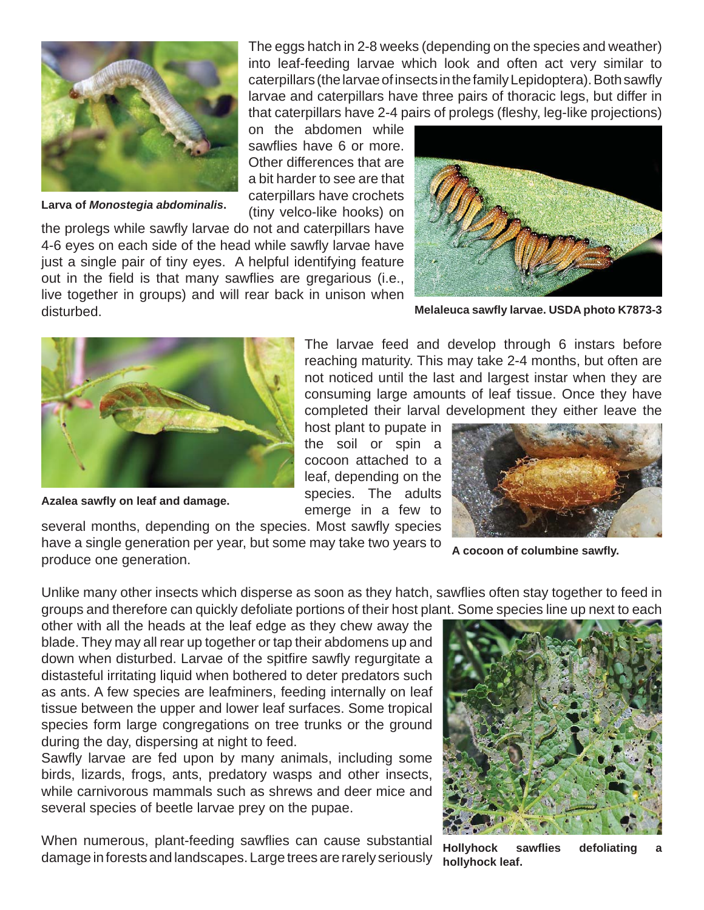The eggs hatch in 2-8 weeks (depending on the species and weather) into leaf-feeding larvae which look and often act very similar to caterpillars (the larvae of insects in the family Lepidoptera). Both sawfly larvae and caterpillars have three pairs of thoracic legs, but differ in that caterpillars have 2-4 pairs of prolegs (fleshy, leg-like projections) on the abdomen while sawflies have 6 or more. Other differences that are a bit harder to see are that caterpillars have crochets (tiny velco-like hooks) on the prolegs while sawfly larvae do not and caterpillars have 4-6 eyes on each side of the head while sawfly larvae have just a single pair of tiny eyes. A helpful identifying feature out in the field is that many sawflies are gregarious (i.e., live together in groups) and will rear back in unison when disturbed.

**Larva of *Monostegia abdominalis*.**

**Melaleuca sawfly larvae. USDA photo K7873-3**

The larvae feed and develop through 6 instars before reaching maturity. This may take 2-4 months, but often are not noticed until the last and largest instar when they are consuming large amounts of leaf tissue. Once they have completed their larval development they either leave the host plant to pupate in the soil or spin a cocoon attached to a leaf, depending on the species. The adults emerge in a few to several months, depending on the species. Most sawfly species have a single generation per year, but some may take two years to produce one generation.

**Azalea sawfly on leaf and damage.**

**A cocoon of columbine sawfly.**

Unlike many other insects which disperse as soon as they hatch, sawflies often stay together to feed in groups and therefore can quickly defoliate portions of their host plant. Some species line up next to each other with all the heads at the leaf edge as they chew away the blade. They may all rear up together or tap their abdomens up and down when disturbed. Larvae of the spitfire sawfly regurgitate a distasteful irritating liquid when bothered to deter predators such as ants. A few species are leafminers, feeding internally on leaf tissue between the upper and lower leaf surfaces. Some tropical species form large congregations on tree trunks or the ground during the day, dispersing at night to feed.

Sawfly larvae are fed upon by many animals, including some birds, lizards, frogs, ants, predatory wasps and other insects, while carnivorous mammals such as shrews and deer mice and several species of beetle larvae prey on the pupae.

When numerous, plant-feeding sawflies can cause substantial damage in forests and landscapes. Large trees are rarely seriously

**Hollyhock sawflies defoliating a hollyhock leaf.**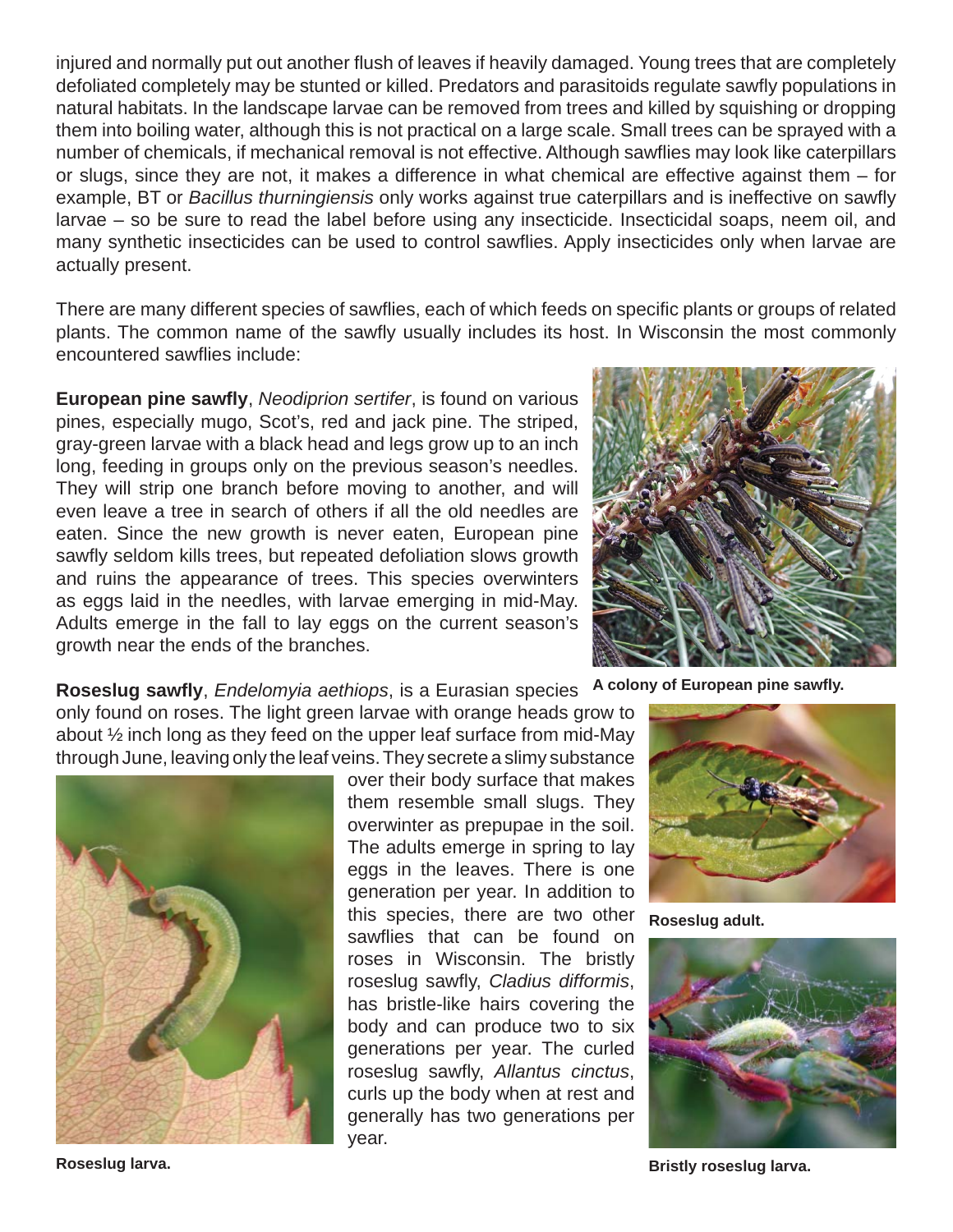injured and normally put out another flush of leaves if heavily damaged. Young trees that are completely defoliated completely may be stunted or killed. Predators and parasitoids regulate sawfly populations in natural habitats. In the landscape larvae can be removed from trees and killed by squishing or dropping them into boiling water, although this is not practical on a large scale. Small trees can be sprayed with a number of chemicals, if mechanical removal is not effective. Although sawflies may look like caterpillars or slugs, since they are not, it makes a difference in what chemical are effective against them – for example, BT or *Bacillus thurningiensis* only works against true caterpillars and is ineffective on sawfly larvae – so be sure to read the label before using any insecticide. Insecticidal soaps, neem oil, and many synthetic insecticides can be used to control sawflies. Apply insecticides only when larvae are actually present.

There are many different species of sawflies, each of which feeds on specific plants or groups of related plants. The common name of the sawfly usually includes its host. In Wisconsin the most commonly encountered sawflies include:

**European pine sawfly**, *Neodiprion sertifer*, is found on various pines, especially mugo, Scot's, red and jack pine. The striped, gray-green larvae with a black head and legs grow up to an inch long, feeding in groups only on the previous season's needles. They will strip one branch before moving to another, and will even leave a tree in search of others if all the old needles are eaten. Since the new growth is never eaten, European pine sawfly seldom kills trees, but repeated defoliation slows growth and ruins the appearance of trees. This species overwinters as eggs laid in the needles, with larvae emerging in mid-May. Adults emerge in the fall to lay eggs on the current season's growth near the ends of the branches.

**A colony of European pine sawfly.**

**Roseslug sawfly**, *Endelomyia aethiops*, is a Eurasian species only found on roses. The light green larvae with orange heads grow to about ½ inch long as they feed on the upper leaf surface from mid-May through June, leaving only the leaf veins. They secrete a slimy substance over their body surface that makes them resemble small slugs. They overwinter as prepupae in the soil. The adults emerge in spring to lay eggs in the leaves. There is one generation per year. In addition to this species, there are two other sawflies that can be found on roses in Wisconsin. The bristly roseslug sawfly, *Cladius difformis*, has bristle-like hairs covering the body and can produce two to six generations per year. The curled roseslug sawfly, *Allantus cinctus*, curls up the body when at rest and generally has two generations per year.

**Roseslug adult.**

**Roseslug larva.**

**Bristly roseslug larva.**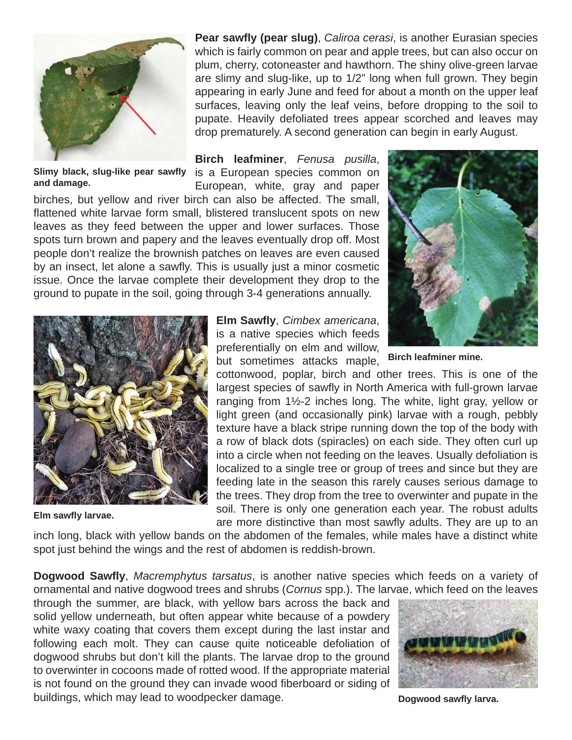**Pear sawfly (pear slug)**, *Caliroa cerasi*, is another Eurasian species which is fairly common on pear and apple trees, but can also occur on plum, cherry, cotoneaster and hawthorn. The shiny olive-green larvae are slimy and slug-like, up to 1/2" long when full grown. They begin appearing in early June and feed for about a month on the upper leaf surfaces, leaving only the leaf veins, before dropping to the soil to pupate. Heavily defoliated trees appear scorched and leaves may drop prematurely. A second generation can begin in early August.

**Slimy black, slug-like pear sawfly and damage.**

**Birch leafminer**, *Fenusa pusilla*, is a European species common on European, white, gray and paper birches, but yellow and river birch can also be affected. The small, flattened white larvae form small, blistered translucent spots on new leaves as they feed between the upper and lower surfaces. Those spots turn brown and papery and the leaves eventually drop off. Most people don't realize the brownish patches on leaves are even caused by an insect, let alone a sawfly. This is usually just a minor cosmetic issue. Once the larvae complete their development they drop to the ground to pupate in the soil, going through 3-4 generations annually.

**Birch leafminer mine.**

**Elm Sawfly**, *Cimbex americana*, is a native species which feeds preferentially on elm and willow, but sometimes attacks maple, cottonwood, poplar, birch and other trees. This is one of the largest species of sawfly in North America with full-grown larvae ranging from 1½-2 inches long. The white, light gray, yellow or light green (and occasionally pink) larvae with a rough, pebbly texture have a black stripe running down the top of the body with a row of black dots (spiracles) on each side. They often curl up into a circle when not feeding on the leaves. Usually defoliation is localized to a single tree or group of trees and since but they are feeding late in the season this rarely causes serious damage to the trees. They drop from the tree to overwinter and pupate in the soil. There is only one generation each year. The robust adults are more distinctive than most sawfly adults. They are up to an inch long, black with yellow bands on the abdomen of the females, while males have a distinct white spot just behind the wings and the rest of abdomen is reddish-brown.

**Elm sawfly larvae.**

**Dogwood Sawfly**, *Macremphytus tarsatus*, is another native species which feeds on a variety of ornamental and native dogwood trees and shrubs (*Cornus* spp.). The larvae, which feed on the leaves through the summer, are black, with yellow bars across the back and solid yellow underneath, but often appear white because of a powdery white waxy coating that covers them except during the last instar and following each molt. They can cause quite noticeable defoliation of dogwood shrubs but don't kill the plants. The larvae drop to the ground to overwinter in cocoons made of rotted wood. If the appropriate material is not found on the ground they can invade wood fiberboard or siding of buildings, which may lead to woodpecker damage.

**Dogwood sawfly larva.**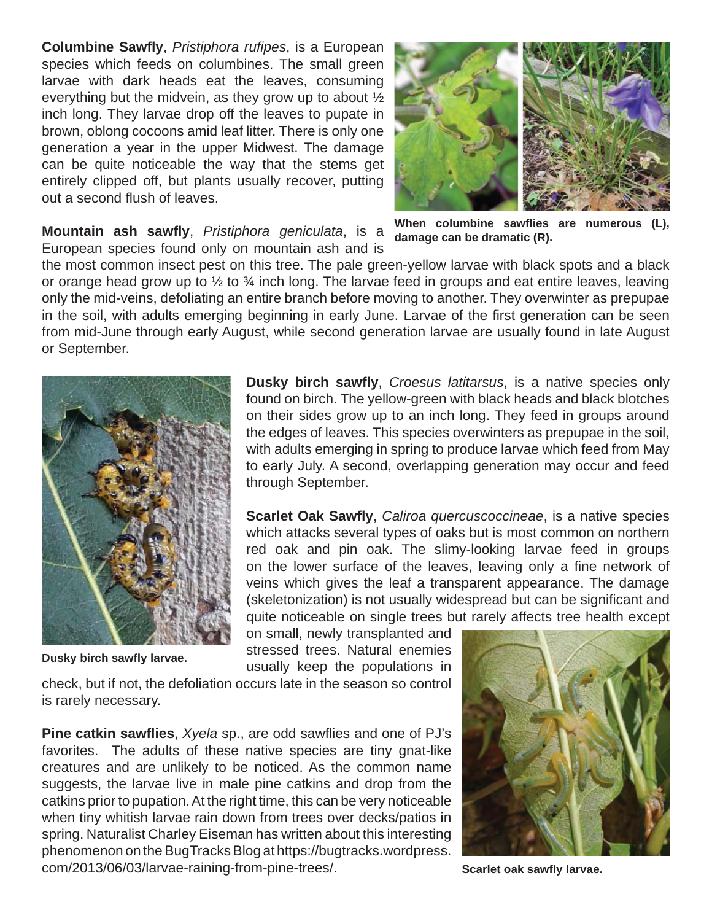**Columbine Sawfly**, *Pristiphora rufipes*, is a European species which feeds on columbines. The small green larvae with dark heads eat the leaves, consuming everything but the midvein, as they grow up to about ½ inch long. They larvae drop off the leaves to pupate in brown, oblong cocoons amid leaf litter. There is only one generation a year in the upper Midwest. The damage can be quite noticeable the way that the stems get entirely clipped off, but plants usually recover, putting out a second flush of leaves.

**When columbine sawflies are numerous (L), damage can be dramatic (R).**

**Mountain ash sawfly**, *Pristiphora geniculata*, is a European species found only on mountain ash and is the most common insect pest on this tree. The pale green-yellow larvae with black spots and a black or orange head grow up to ½ to ¾ inch long. The larvae feed in groups and eat entire leaves, leaving only the mid-veins, defoliating an entire branch before moving to another. They overwinter as prepupae in the soil, with adults emerging beginning in early June. Larvae of the first generation can be seen from mid-June through early August, while second generation larvae are usually found in late August or September.

**Dusky birch sawfly**, *Croesus latitarsus*, is a native species only found on birch. The yellow-green with black heads and black blotches on their sides grow up to an inch long. They feed in groups around the edges of leaves. This species overwinters as prepupae in the soil, with adults emerging in spring to produce larvae which feed from May to early July. A second, overlapping generation may occur and feed through September.

**Dusky birch sawfly larvae.**

**Scarlet Oak Sawfly**, *Caliroa quercuscoccineae*, is a native species which attacks several types of oaks but is most common on northern red oak and pin oak. The slimy-looking larvae feed in groups on the lower surface of the leaves, leaving only a fine network of veins which gives the leaf a transparent appearance. The damage (skeletonization) is not usually widespread but can be significant and quite noticeable on single trees but rarely affects tree health except on small, newly transplanted and stressed trees. Natural enemies usually keep the populations in check, but if not, the defoliation occurs late in the season so control is rarely necessary.

**Scarlet oak sawfly larvae.**

**Pine catkin sawflies**, *Xyela* sp., are odd sawflies and one of PJ's favorites. The adults of these native species are tiny gnat-like creatures and are unlikely to be noticed. As the common name suggests, the larvae live in male pine catkins and drop from the catkins prior to pupation. At the right time, this can be very noticeable when tiny whitish larvae rain down from trees over decks/patios in spring. Naturalist Charley Eiseman has written about this interesting phenomenon on the BugTracks Blog at https://bugtracks.wordpress.com/2013/06/03/larvae-raining-from-pine-trees/.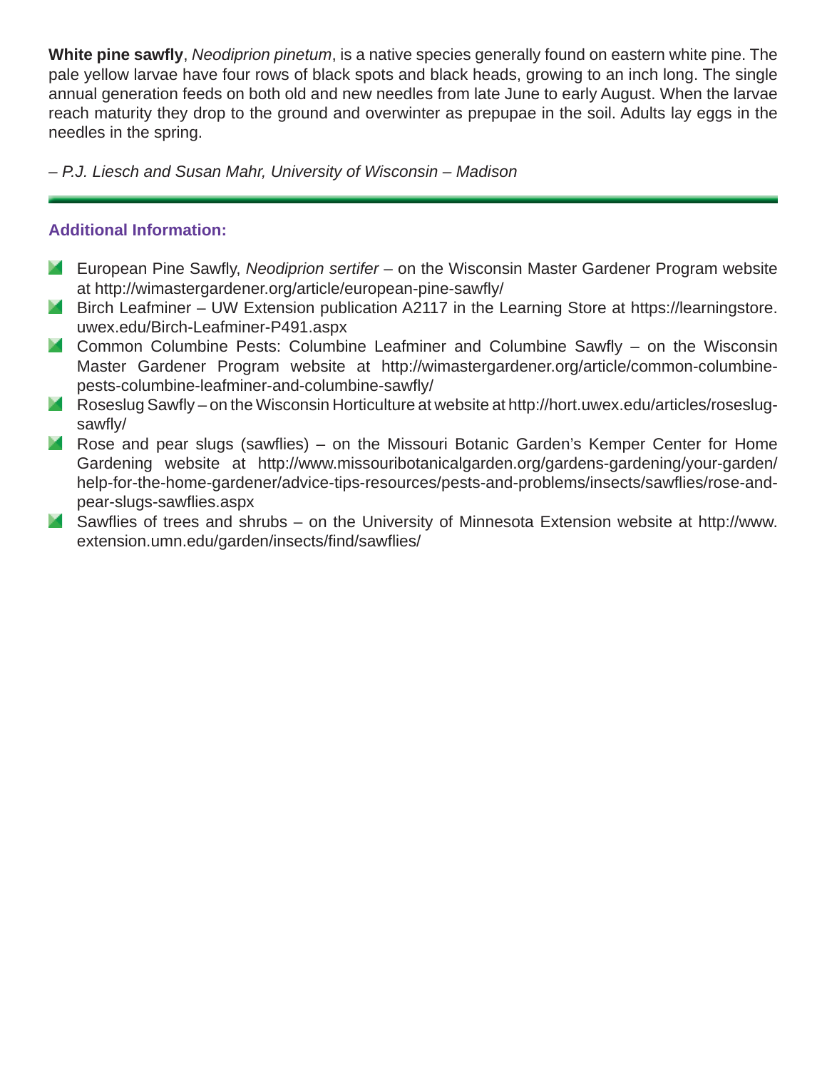**White pine sawfly**, *Neodiprion pinetum*, is a native species generally found on eastern white pine. The pale yellow larvae have four rows of black spots and black heads, growing to an inch long. The single annual generation feeds on both old and new needles from late June to early August. When the larvae reach maturity they drop to the ground and overwinter as prepupae in the soil. Adults lay eggs in the needles in the spring.

*– P.J. Liesch and Susan Mahr, University of Wisconsin – Madison*

---

### Additional Information:

- European Pine Sawfly, *Neodiprion sertifer* – on the Wisconsin Master Gardener Program website at http://wimastergardener.org/article/european-pine-sawfly/
- Birch Leafminer – UW Extension publication A2117 in the Learning Store at https://learningstore.uwex.edu/Birch-Leafminer-P491.aspx
- Common Columbine Pests: Columbine Leafminer and Columbine Sawfly – on the Wisconsin Master Gardener Program website at http://wimastergardener.org/article/common-columbine-pests-columbine-leafminer-and-columbine-sawfly/
- Roseslug Sawfly – on the Wisconsin Horticulture at website at http://hort.uwex.edu/articles/roseslug-sawfly/
- Rose and pear slugs (sawflies) – on the Missouri Botanic Garden's Kemper Center for Home Gardening website at http://www.missouribotanicalgarden.org/gardens-gardening/your-garden/help-for-the-home-gardener/advice-tips-resources/pests-and-problems/insects/sawflies/rose-and-pear-slugs-sawflies.aspx
- Sawflies of trees and shrubs – on the University of Minnesota Extension website at http://www.extension.umn.edu/garden/insects/find/sawflies/